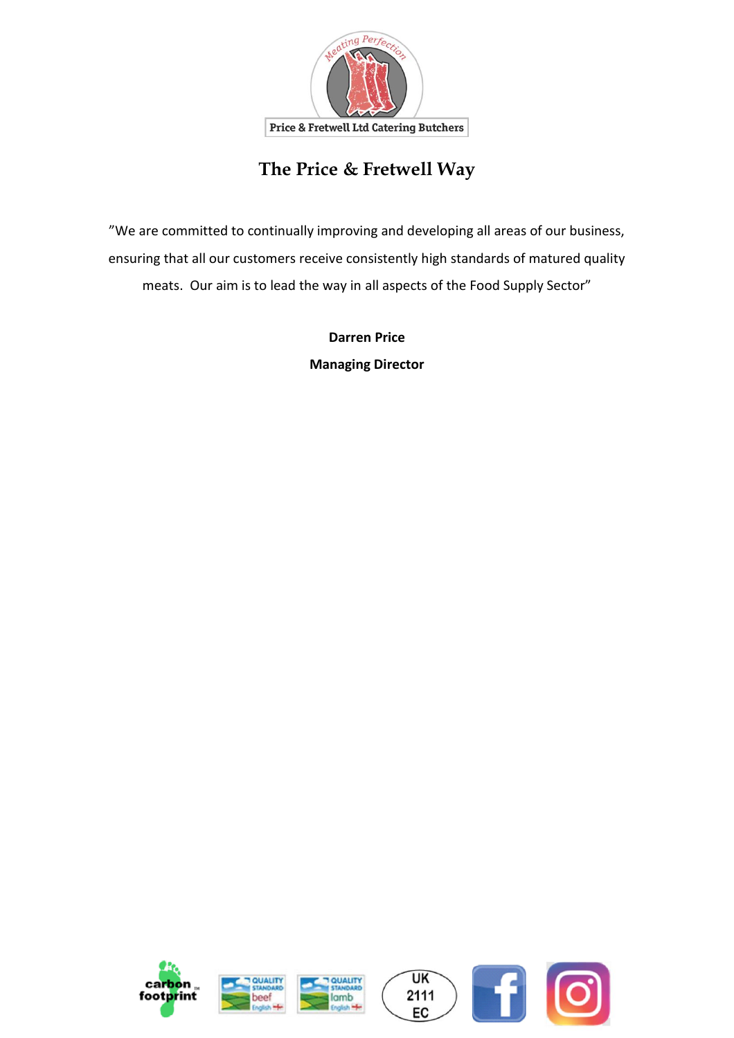Price & Fretwell Ltd Catering Butchers

# The Price & Fretwell Way

"We are committed to continually improving and developing all areas of our business, ensuring that all our customers receive consistently high standards of matured quality meats. Our aim is to lead the way in all aspects of the Food Supply Sector"

**Darren Price**

**Managing Director**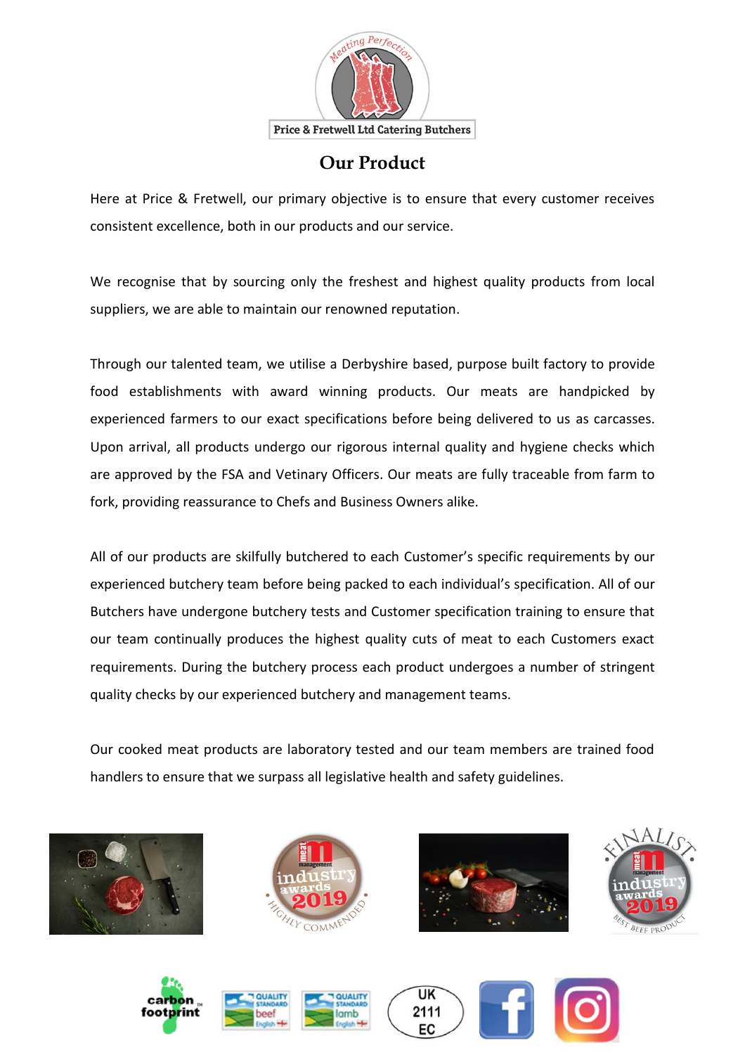Price & Fretwell Ltd Catering Butchers

## Our Product

Here at Price & Fretwell, our primary objective is to ensure that every customer receives consistent excellence, both in our products and our service.

We recognise that by sourcing only the freshest and highest quality products from local suppliers, we are able to maintain our renowned reputation.

Through our talented team, we utilise a Derbyshire based, purpose built factory to provide food establishments with award winning products. Our meats are handpicked by experienced farmers to our exact specifications before being delivered to us as carcasses. Upon arrival, all products undergo our rigorous internal quality and hygiene checks which are approved by the FSA and Vetinary Officers. Our meats are fully traceable from farm to fork, providing reassurance to Chefs and Business Owners alike.

All of our products are skilfully butchered to each Customer's specific requirements by our experienced butchery team before being packed to each individual's specification. All of our Butchers have undergone butchery tests and Customer specification training to ensure that our team continually produces the highest quality cuts of meat to each Customers exact requirements. During the butchery process each product undergoes a number of stringent quality checks by our experienced butchery and management teams.

Our cooked meat products are laboratory tested and our team members are trained food handlers to ensure that we surpass all legislative health and safety guidelines.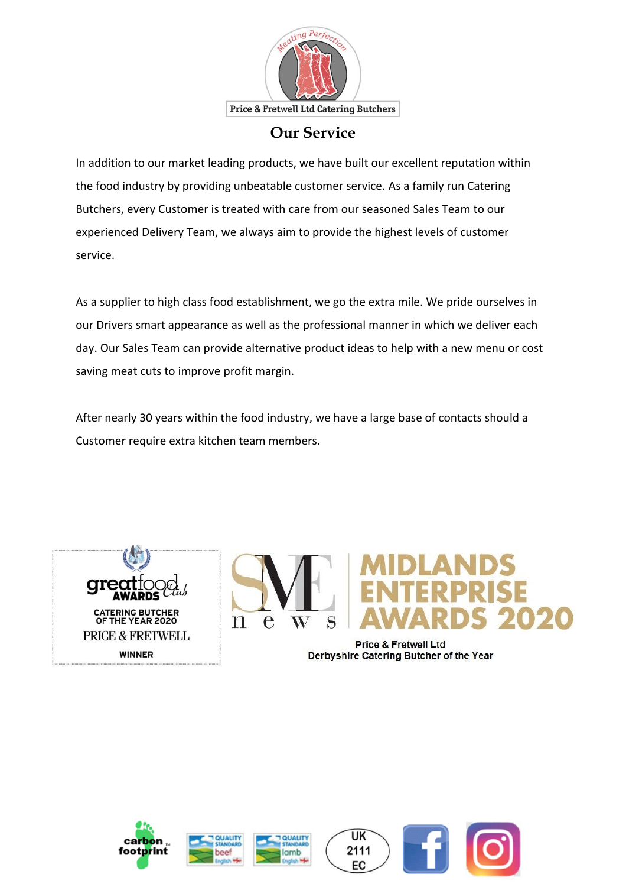Price & Fretwell Ltd Catering Butchers

# Our Service

In addition to our market leading products, we have built our excellent reputation within the food industry by providing unbeatable customer service. As a family run Catering Butchers, every Customer is treated with care from our seasoned Sales Team to our experienced Delivery Team, we always aim to provide the highest levels of customer service.

As a supplier to high class food establishment, we go the extra mile. We pride ourselves in our Drivers smart appearance as well as the professional manner in which we deliver each day. Our Sales Team can provide alternative product ideas to help with a new menu or cost saving meat cuts to improve profit margin.

After nearly 30 years within the food industry, we have a large base of contacts should a Customer require extra kitchen team members.

greatfood Club AWARDS
CATERING BUTCHER OF THE YEAR 2020
PRICE & FRETWELL
WINNER

SME news MIDLANDS ENTERPRISE AWARDS 2020
Price & Fretwell Ltd
Derbyshire Catering Butcher of the Year

UK 2111 EC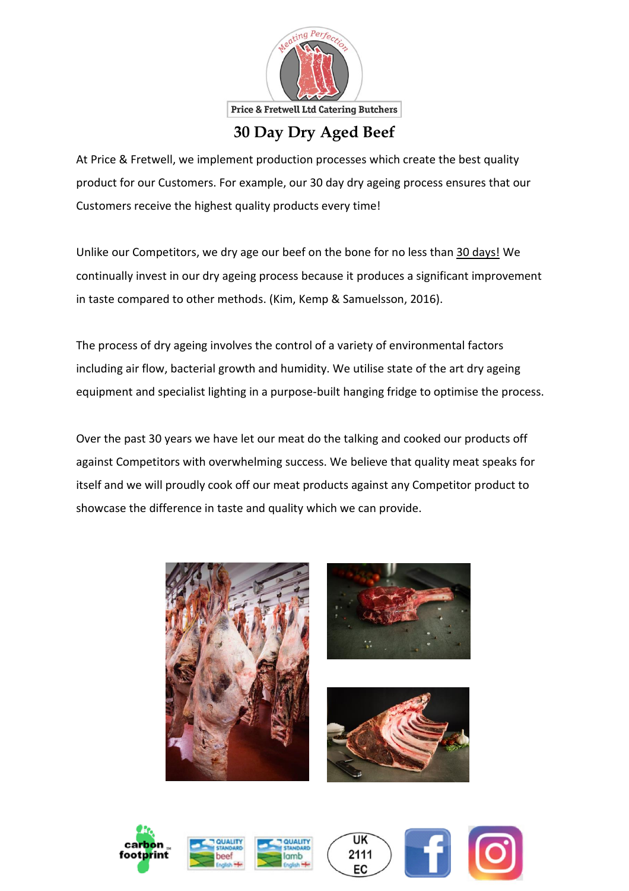Price & Fretwell Ltd Catering Butchers

# 30 Day Dry Aged Beef

At Price & Fretwell, we implement production processes which create the best quality product for our Customers. For example, our 30 day dry ageing process ensures that our Customers receive the highest quality products every time!

Unlike our Competitors, we dry age our beef on the bone for no less than 30 days! We continually invest in our dry ageing process because it produces a significant improvement in taste compared to other methods. (Kim, Kemp & Samuelsson, 2016).

The process of dry ageing involves the control of a variety of environmental factors including air flow, bacterial growth and humidity. We utilise state of the art dry ageing equipment and specialist lighting in a purpose-built hanging fridge to optimise the process.

Over the past 30 years we have let our meat do the talking and cooked our products off against Competitors with overwhelming success. We believe that quality meat speaks for itself and we will proudly cook off our meat products against any Competitor product to showcase the difference in taste and quality which we can provide.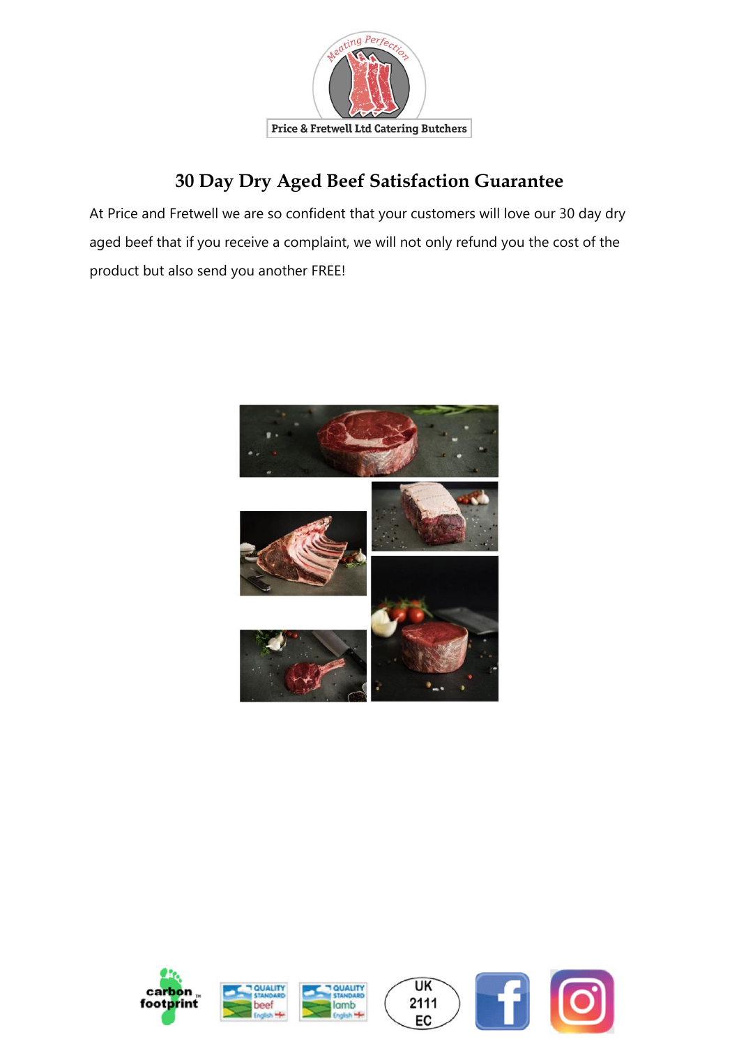Price & Fretwell Ltd Catering Butchers

# 30 Day Dry Aged Beef Satisfaction Guarantee

At Price and Fretwell we are so confident that your customers will love our 30 day dry aged beef that if you receive a complaint, we will not only refund you the cost of the product but also send you another FREE!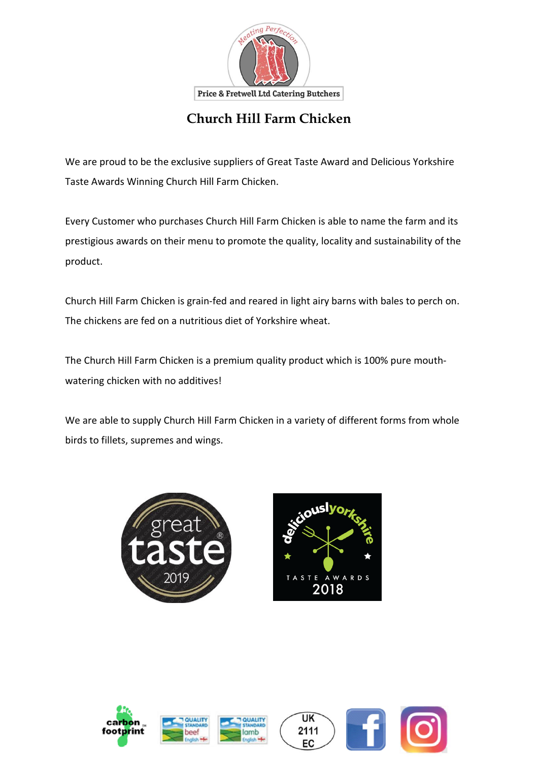# Church Hill Farm Chicken

We are proud to be the exclusive suppliers of Great Taste Award and Delicious Yorkshire Taste Awards Winning Church Hill Farm Chicken.

Every Customer who purchases Church Hill Farm Chicken is able to name the farm and its prestigious awards on their menu to promote the quality, locality and sustainability of the product.

Church Hill Farm Chicken is grain-fed and reared in light airy barns with bales to perch on. The chickens are fed on a nutritious diet of Yorkshire wheat.

The Church Hill Farm Chicken is a premium quality product which is 100% pure mouth-watering chicken with no additives!

We are able to supply Church Hill Farm Chicken in a variety of different forms from whole birds to fillets, supremes and wings.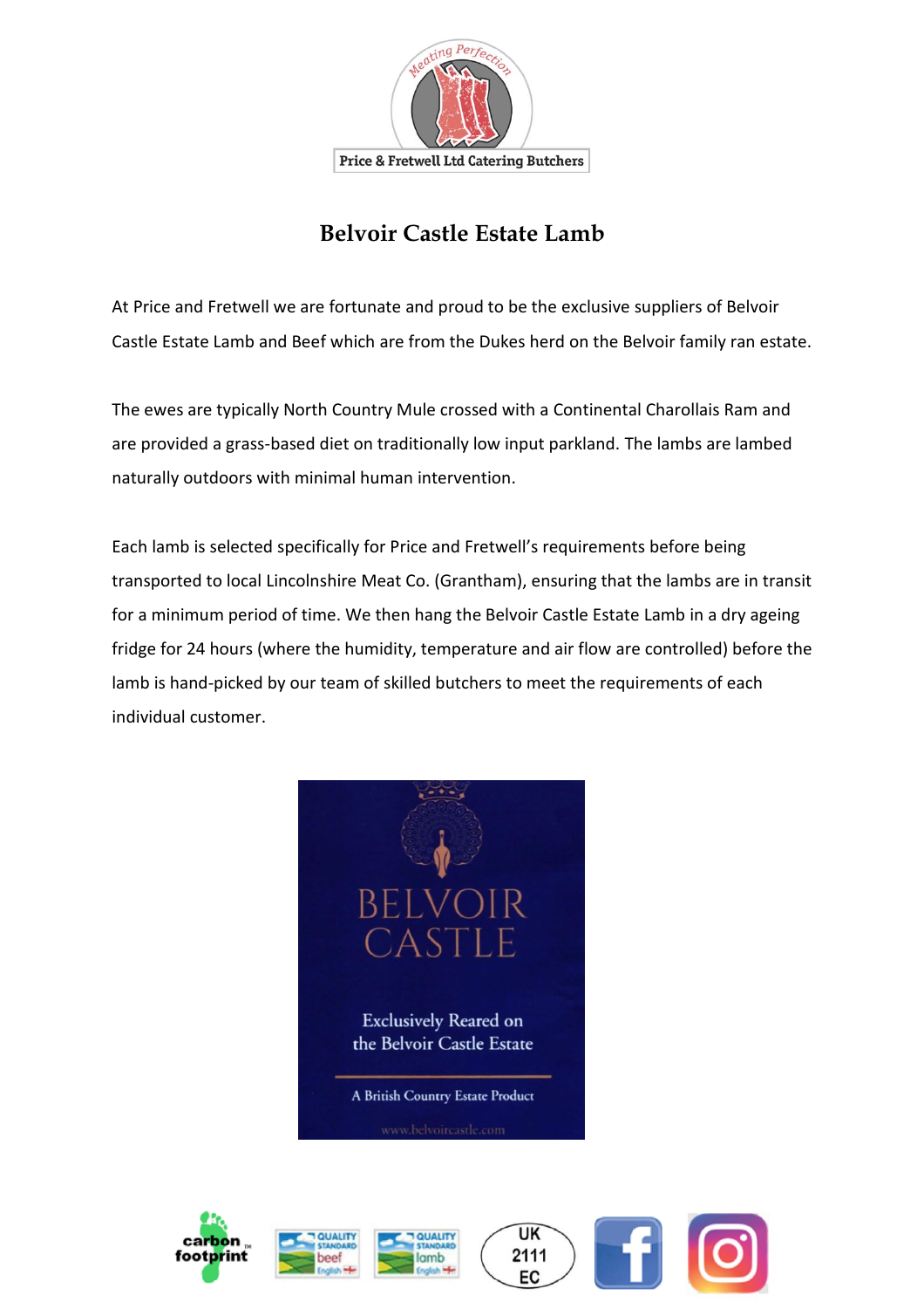Price & Fretwell Ltd Catering Butchers

# Belvoir Castle Estate Lamb

At Price and Fretwell we are fortunate and proud to be the exclusive suppliers of Belvoir Castle Estate Lamb and Beef which are from the Dukes herd on the Belvoir family ran estate.

The ewes are typically North Country Mule crossed with a Continental Charollais Ram and are provided a grass-based diet on traditionally low input parkland. The lambs are lambed naturally outdoors with minimal human intervention.

Each lamb is selected specifically for Price and Fretwell's requirements before being transported to local Lincolnshire Meat Co. (Grantham), ensuring that the lambs are in transit for a minimum period of time. We then hang the Belvoir Castle Estate Lamb in a dry ageing fridge for 24 hours (where the humidity, temperature and air flow are controlled) before the lamb is hand-picked by our team of skilled butchers to meet the requirements of each individual customer.

BELVOIR CASTLE

Exclusively Reared on the Belvoir Castle Estate

A British Country Estate Product

www.belvoircastle.com

UK 2111 EC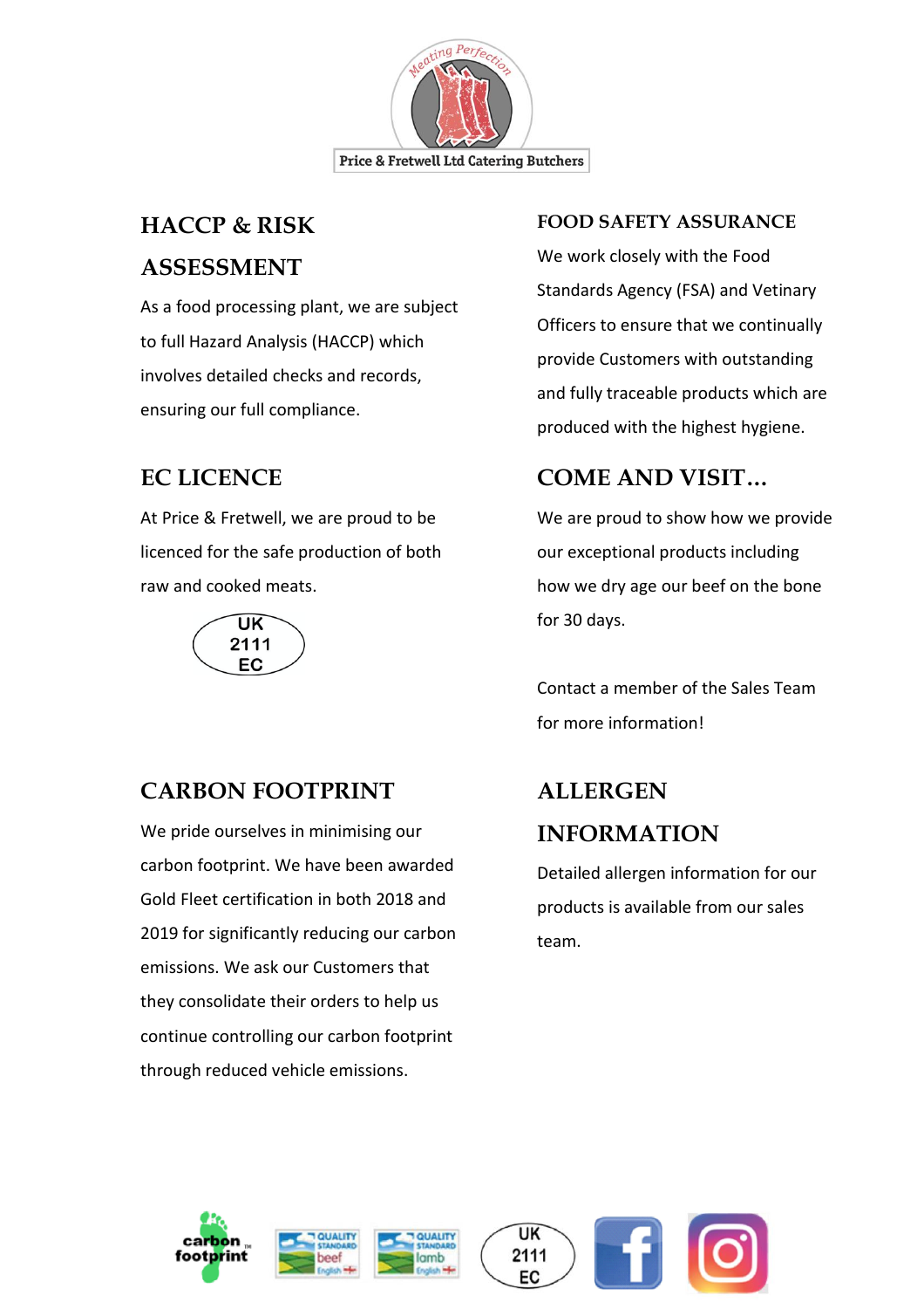Price & Fretwell Ltd Catering Butchers

## HACCP & RISK ASSESSMENT

As a food processing plant, we are subject to full Hazard Analysis (HACCP) which involves detailed checks and records, ensuring our full compliance.

## EC LICENCE

At Price & Fretwell, we are proud to be licenced for the safe production of both raw and cooked meats.

UK
2111
EC

## CARBON FOOTPRINT

We pride ourselves in minimising our carbon footprint. We have been awarded Gold Fleet certification in both 2018 and 2019 for significantly reducing our carbon emissions. We ask our Customers that they consolidate their orders to help us continue controlling our carbon footprint through reduced vehicle emissions.

## FOOD SAFETY ASSURANCE

We work closely with the Food Standards Agency (FSA) and Vetinary Officers to ensure that we continually provide Customers with outstanding and fully traceable products which are produced with the highest hygiene.

## COME AND VISIT…

We are proud to show how we provide our exceptional products including how we dry age our beef on the bone for 30 days.

Contact a member of the Sales Team for more information!

## ALLERGEN INFORMATION

Detailed allergen information for our products is available from our sales team.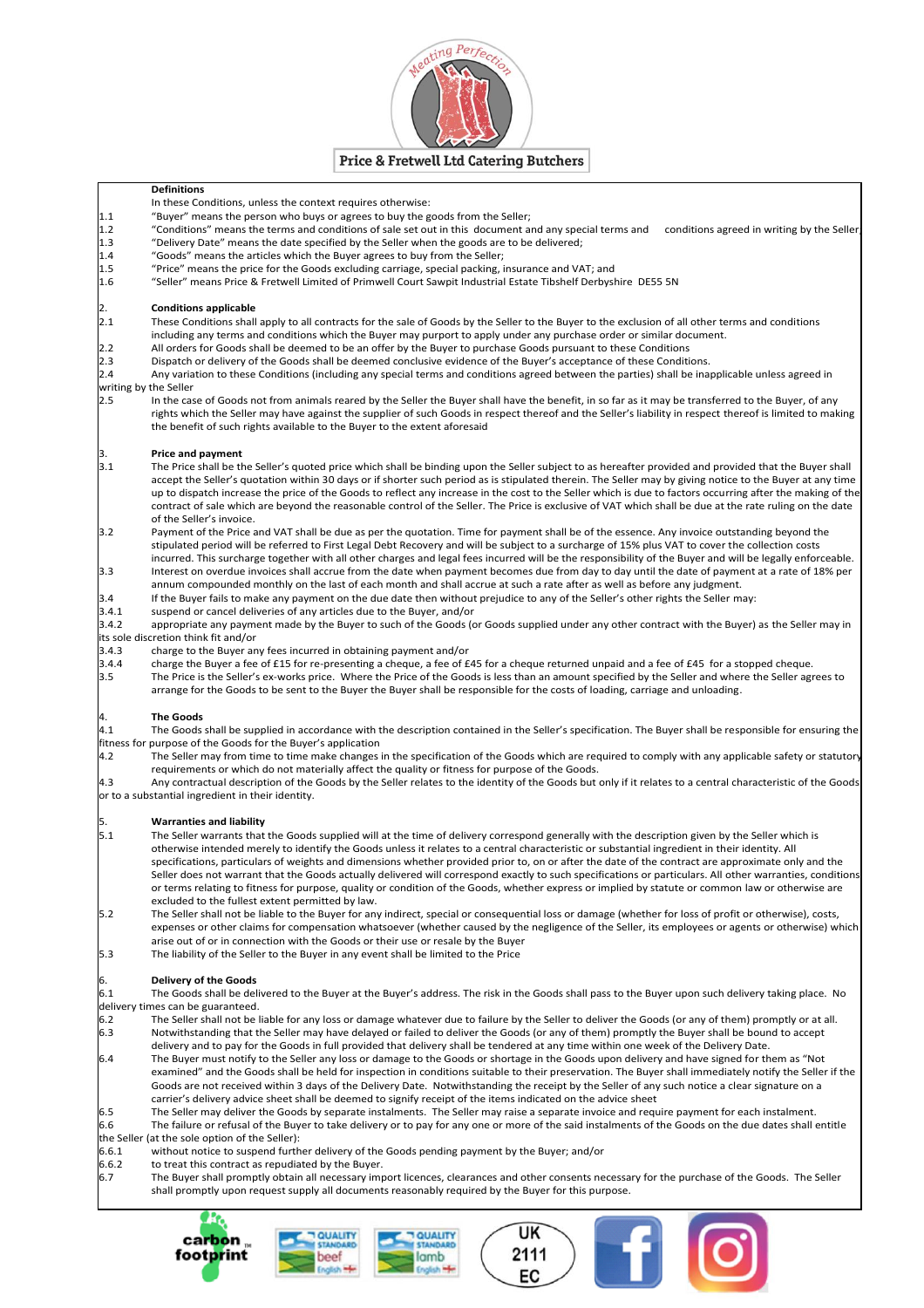Price & Fretwell Ltd Catering Butchers

**Definitions**

In these Conditions, unless the context requires otherwise:

1.1 "Buyer" means the person who buys or agrees to buy the goods from the Seller;

1.2 "Conditions" means the terms and conditions of sale set out in this document and any special terms and conditions agreed in writing by the Seller;

1.3 "Delivery Date" means the date specified by the Seller when the goods are to be delivered;

1.4 "Goods" means the articles which the Buyer agrees to buy from the Seller;

1.5 "Price" means the price for the Goods excluding carriage, special packing, insurance and VAT; and

1.6 "Seller" means Price & Fretwell Limited of Primwell Court Sawpit Industrial Estate Tibshelf Derbyshire DE55 5N

2. **Conditions applicable**

2.1 These Conditions shall apply to all contracts for the sale of Goods by the Seller to the Buyer to the exclusion of all other terms and conditions including any terms and conditions which the Buyer may purport to apply under any purchase order or similar document.

2.2 All orders for Goods shall be deemed to be an offer by the Buyer to purchase Goods pursuant to these Conditions

2.3 Dispatch or delivery of the Goods shall be deemed conclusive evidence of the Buyer's acceptance of these Conditions.

2.4 Any variation to these Conditions (including any special terms and conditions agreed between the parties) shall be inapplicable unless agreed in writing by the Seller

2.5 In the case of Goods not from animals reared by the Seller the Buyer shall have the benefit, in so far as it may be transferred to the Buyer, of any rights which the Seller may have against the supplier of such Goods in respect thereof and the Seller's liability in respect thereof is limited to making the benefit of such rights available to the Buyer to the extent aforesaid

3. **Price and payment**

3.1 The Price shall be the Seller's quoted price which shall be binding upon the Seller subject to as hereafter provided and provided that the Buyer shall accept the Seller's quotation within 30 days or if shorter such period as is stipulated therein. The Seller may by giving notice to the Buyer at any time up to dispatch increase the price of the Goods to reflect any increase in the cost to the Seller which is due to factors occurring after the making of the contract of sale which are beyond the reasonable control of the Seller. The Price is exclusive of VAT which shall be due at the rate ruling on the date of the Seller's invoice.

3.2 Payment of the Price and VAT shall be due as per the quotation. Time for payment shall be of the essence. Any invoice outstanding beyond the stipulated period will be referred to First Legal Debt Recovery and will be subject to a surcharge of 15% plus VAT to cover the collection costs incurred. This surcharge together with all other charges and legal fees incurred will be the responsibility of the Buyer and will be legally enforceable.

3.3 Interest on overdue invoices shall accrue from the date when payment becomes due from day to day until the date of payment at a rate of 18% per annum compounded monthly on the last of each month and shall accrue at such a rate after as well as before any judgment.

3.4 If the Buyer fails to make any payment on the due date then without prejudice to any of the Seller's other rights the Seller may:

3.4.1 suspend or cancel deliveries of any articles due to the Buyer, and/or

3.4.2 appropriate any payment made by the Buyer to such of the Goods (or Goods supplied under any other contract with the Buyer) as the Seller may in its sole discretion think fit and/or

3.4.3 charge to the Buyer any fees incurred in obtaining payment and/or

3.4.4 charge the Buyer a fee of £15 for re-presenting a cheque, a fee of £45 for a cheque returned unpaid and a fee of £45 for a stopped cheque.

3.5 The Price is the Seller's ex-works price. Where the Price of the Goods is less than an amount specified by the Seller and where the Seller agrees to arrange for the Goods to be sent to the Buyer the Buyer shall be responsible for the costs of loading, carriage and unloading.

4. **The Goods**

4.1 The Goods shall be supplied in accordance with the description contained in the Seller's specification. The Buyer shall be responsible for ensuring the fitness for purpose of the Goods for the Buyer's application

4.2 The Seller may from time to time make changes in the specification of the Goods which are required to comply with any applicable safety or statutory requirements or which do not materially affect the quality or fitness for purpose of the Goods.

4.3 Any contractual description of the Goods by the Seller relates to the identity of the Goods but only if it relates to a central characteristic of the Goods or to a substantial ingredient in their identity.

5. **Warranties and liability**

5.1 The Seller warrants that the Goods supplied will at the time of delivery correspond generally with the description given by the Seller which is otherwise intended merely to identify the Goods unless it relates to a central characteristic or substantial ingredient in their identity. All specifications, particulars of weights and dimensions whether provided prior to, on or after the date of the contract are approximate only and the Seller does not warrant that the Goods actually delivered will correspond exactly to such specifications or particulars. All other warranties, conditions or terms relating to fitness for purpose, quality or condition of the Goods, whether express or implied by statute or common law or otherwise are excluded to the fullest extent permitted by law.

5.2 The Seller shall not be liable to the Buyer for any indirect, special or consequential loss or damage (whether for loss of profit or otherwise), costs, expenses or other claims for compensation whatsoever (whether caused by the negligence of the Seller, its employees or agents or otherwise) which arise out of or in connection with the Goods or their use or resale by the Buyer

5.3 The liability of the Seller to the Buyer in any event shall be limited to the Price

6. **Delivery of the Goods**

6.1 The Goods shall be delivered to the Buyer at the Buyer's address. The risk in the Goods shall pass to the Buyer upon such delivery taking place. No delivery times can be guaranteed.

6.2 The Seller shall not be liable for any loss or damage whatever due to failure by the Seller to deliver the Goods (or any of them) promptly or at all.

6.3 Notwithstanding that the Seller may have delayed or failed to deliver the Goods (or any of them) promptly the Buyer shall be bound to accept delivery and to pay for the Goods in full provided that delivery shall be tendered at any time within one week of the Delivery Date.

6.4 The Buyer must notify to the Seller any loss or damage to the Goods or shortage in the Goods upon delivery and have signed for them as "Not examined" and the Goods shall be held for inspection in conditions suitable to their preservation. The Buyer shall immediately notify the Seller if the Goods are not received within 3 days of the Delivery Date. Notwithstanding the receipt by the Seller of any such notice a clear signature on a carrier's delivery advice sheet shall be deemed to signify receipt of the items indicated on the advice sheet

6.5 The Seller may deliver the Goods by separate instalments. The Seller may raise a separate invoice and require payment for each instalment.

6.6 The failure or refusal of the Buyer to take delivery or to pay for any one or more of the said instalments of the Goods on the due dates shall entitle the Seller (at the sole option of the Seller):

6.6.1 without notice to suspend further delivery of the Goods pending payment by the Buyer; and/or

6.6.2 to treat this contract as repudiated by the Buyer.

6.7 The Buyer shall promptly obtain all necessary import licences, clearances and other consents necessary for the purchase of the Goods. The Seller shall promptly upon request supply all documents reasonably required by the Buyer for this purpose.